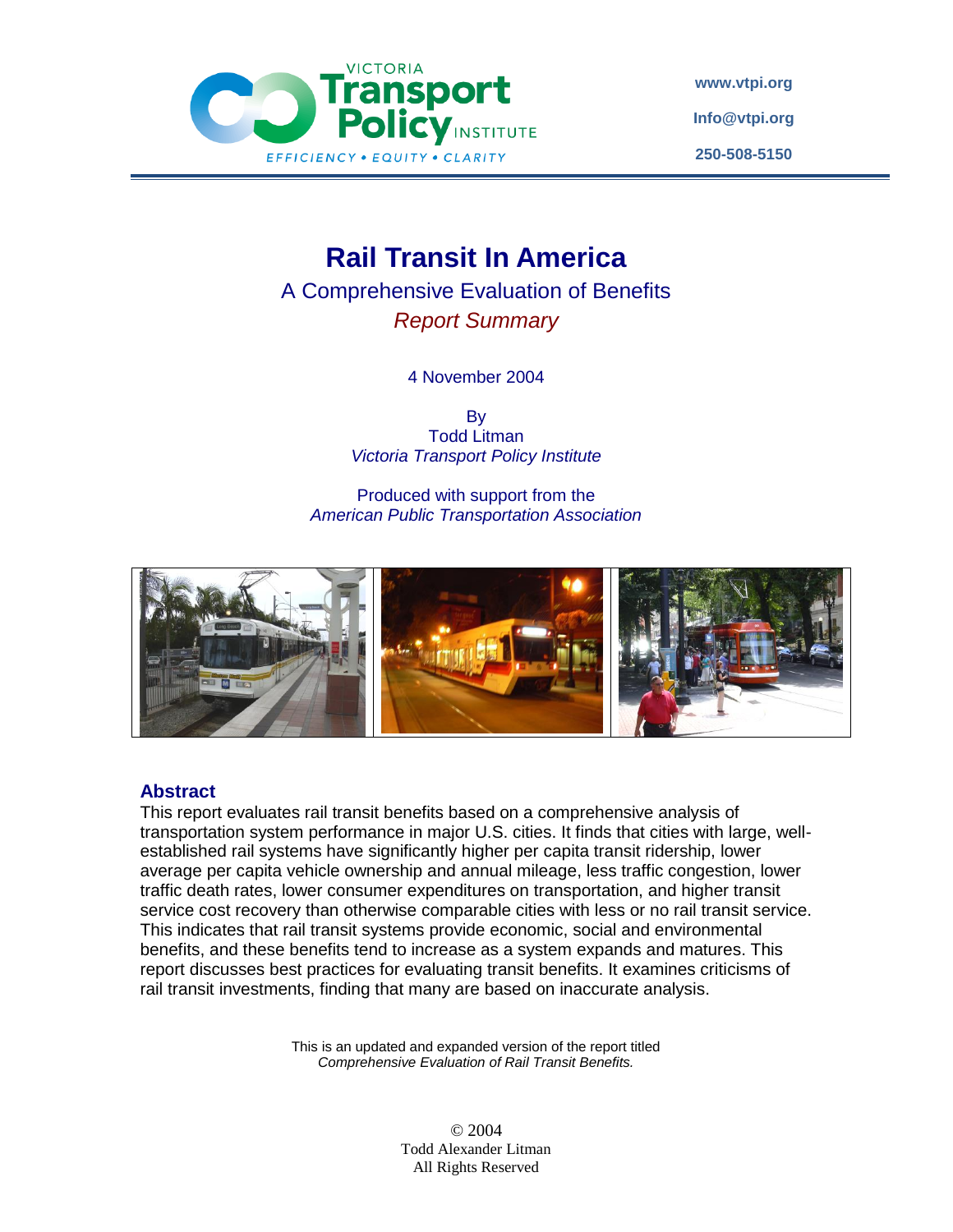VICTORIA Transport Policy INSTITUTE

EFFICIENCY • EQUITY • CLARITY

www.vtpi.org

Info@vtpi.org

250-508-5150

# Rail Transit In America

## A Comprehensive Evaluation of Benefits

*Report Summary*

4 November 2004

By
Todd Litman
*Victoria Transport Policy Institute*

Produced with support from the
*American Public Transportation Association*

## Abstract

This report evaluates rail transit benefits based on a comprehensive analysis of transportation system performance in major U.S. cities. It finds that cities with large, well-established rail systems have significantly higher per capita transit ridership, lower average per capita vehicle ownership and annual mileage, less traffic congestion, lower traffic death rates, lower consumer expenditures on transportation, and higher transit service cost recovery than otherwise comparable cities with less or no rail transit service. This indicates that rail transit systems provide economic, social and environmental benefits, and these benefits tend to increase as a system expands and matures. This report discusses best practices for evaluating transit benefits. It examines criticisms of rail transit investments, finding that many are based on inaccurate analysis.

This is an updated and expanded version of the report titled
*Comprehensive Evaluation of Rail Transit Benefits.*

© 2004
Todd Alexander Litman
All Rights Reserved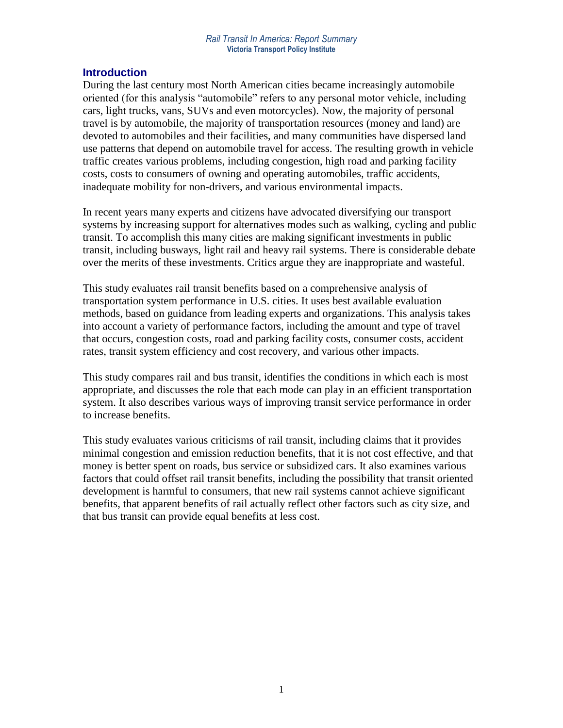## Introduction

During the last century most North American cities became increasingly automobile oriented (for this analysis "automobile" refers to any personal motor vehicle, including cars, light trucks, vans, SUVs and even motorcycles). Now, the majority of personal travel is by automobile, the majority of transportation resources (money and land) are devoted to automobiles and their facilities, and many communities have dispersed land use patterns that depend on automobile travel for access. The resulting growth in vehicle traffic creates various problems, including congestion, high road and parking facility costs, costs to consumers of owning and operating automobiles, traffic accidents, inadequate mobility for non-drivers, and various environmental impacts.

In recent years many experts and citizens have advocated diversifying our transport systems by increasing support for alternatives modes such as walking, cycling and public transit. To accomplish this many cities are making significant investments in public transit, including busways, light rail and heavy rail systems. There is considerable debate over the merits of these investments. Critics argue they are inappropriate and wasteful.

This study evaluates rail transit benefits based on a comprehensive analysis of transportation system performance in U.S. cities. It uses best available evaluation methods, based on guidance from leading experts and organizations. This analysis takes into account a variety of performance factors, including the amount and type of travel that occurs, congestion costs, road and parking facility costs, consumer costs, accident rates, transit system efficiency and cost recovery, and various other impacts.

This study compares rail and bus transit, identifies the conditions in which each is most appropriate, and discusses the role that each mode can play in an efficient transportation system. It also describes various ways of improving transit service performance in order to increase benefits.

This study evaluates various criticisms of rail transit, including claims that it provides minimal congestion and emission reduction benefits, that it is not cost effective, and that money is better spent on roads, bus service or subsidized cars. It also examines various factors that could offset rail transit benefits, including the possibility that transit oriented development is harmful to consumers, that new rail systems cannot achieve significant benefits, that apparent benefits of rail actually reflect other factors such as city size, and that bus transit can provide equal benefits at less cost.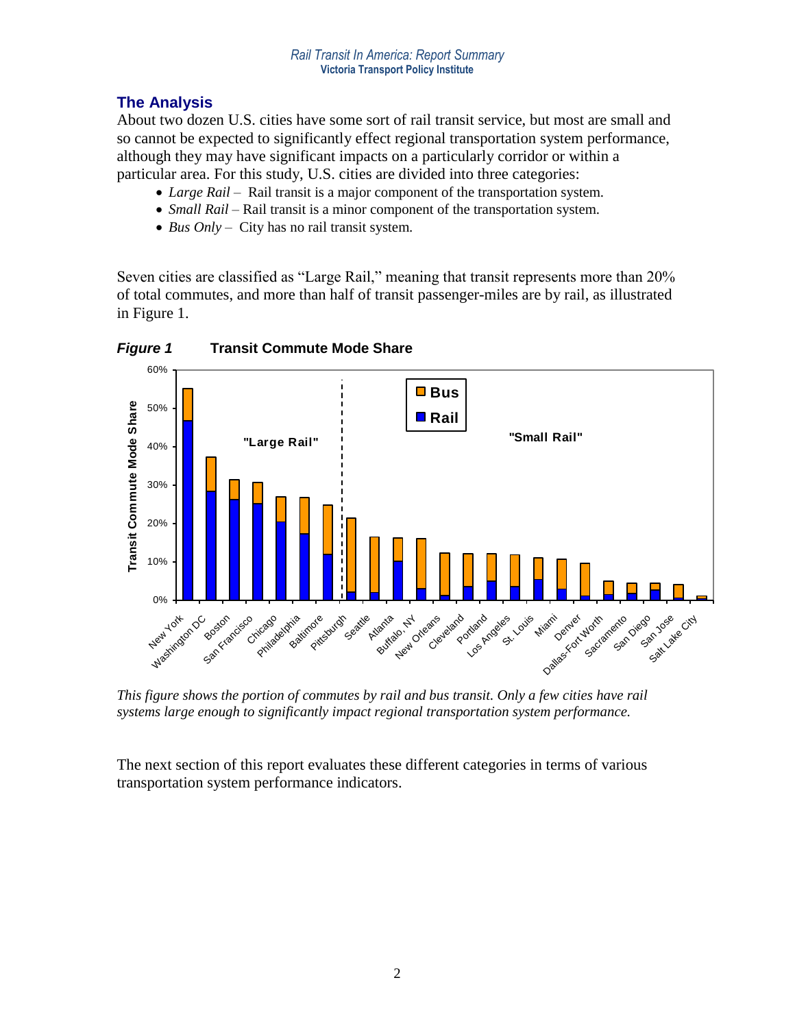## The Analysis

About two dozen U.S. cities have some sort of rail transit service, but most are small and so cannot be expected to significantly effect regional transportation system performance, although they may have significant impacts on a particularly corridor or within a particular area. For this study, U.S. cities are divided into three categories:

- *Large Rail* – Rail transit is a major component of the transportation system.
- *Small Rail* – Rail transit is a minor component of the transportation system.
- *Bus Only* – City has no rail transit system.

Seven cities are classified as "Large Rail," meaning that transit represents more than 20% of total commutes, and more than half of transit passenger-miles are by rail, as illustrated in Figure 1.

***Figure 1*** **Transit Commute Mode Share**

*This figure shows the portion of commutes by rail and bus transit. Only a few cities have rail systems large enough to significantly impact regional transportation system performance.*

The next section of this report evaluates these different categories in terms of various transportation system performance indicators.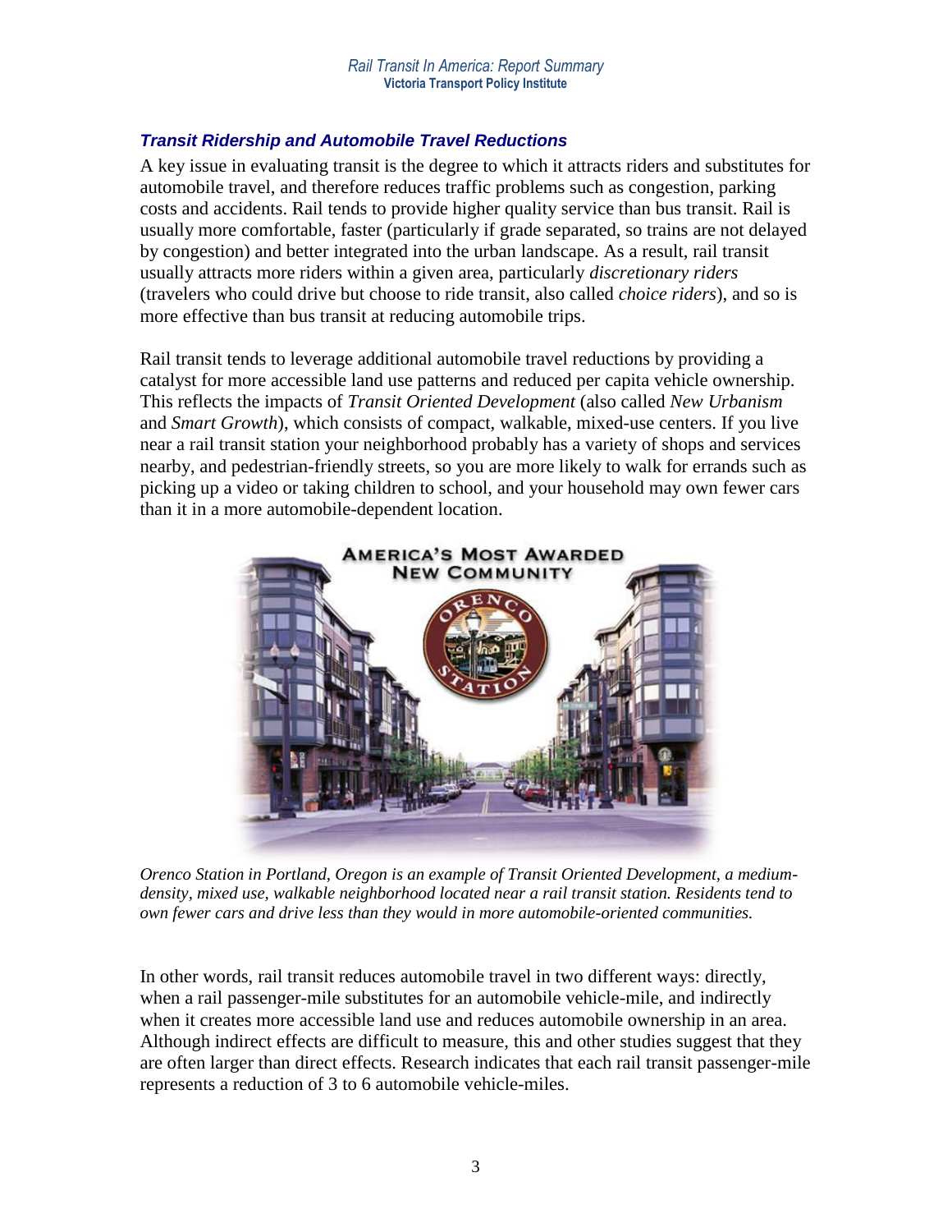### *Transit Ridership and Automobile Travel Reductions*

A key issue in evaluating transit is the degree to which it attracts riders and substitutes for automobile travel, and therefore reduces traffic problems such as congestion, parking costs and accidents. Rail tends to provide higher quality service than bus transit. Rail is usually more comfortable, faster (particularly if grade separated, so trains are not delayed by congestion) and better integrated into the urban landscape. As a result, rail transit usually attracts more riders within a given area, particularly *discretionary riders* (travelers who could drive but choose to ride transit, also called *choice riders*), and so is more effective than bus transit at reducing automobile trips.

Rail transit tends to leverage additional automobile travel reductions by providing a catalyst for more accessible land use patterns and reduced per capita vehicle ownership. This reflects the impacts of *Transit Oriented Development* (also called *New Urbanism* and *Smart Growth*), which consists of compact, walkable, mixed-use centers. If you live near a rail transit station your neighborhood probably has a variety of shops and services nearby, and pedestrian-friendly streets, so you are more likely to walk for errands such as picking up a video or taking children to school, and your household may own fewer cars than it in a more automobile-dependent location.

*Orenco Station in Portland, Oregon is an example of Transit Oriented Development, a medium-density, mixed use, walkable neighborhood located near a rail transit station. Residents tend to own fewer cars and drive less than they would in more automobile-oriented communities.*

In other words, rail transit reduces automobile travel in two different ways: directly, when a rail passenger-mile substitutes for an automobile vehicle-mile, and indirectly when it creates more accessible land use and reduces automobile ownership in an area. Although indirect effects are difficult to measure, this and other studies suggest that they are often larger than direct effects. Research indicates that each rail transit passenger-mile represents a reduction of 3 to 6 automobile vehicle-miles.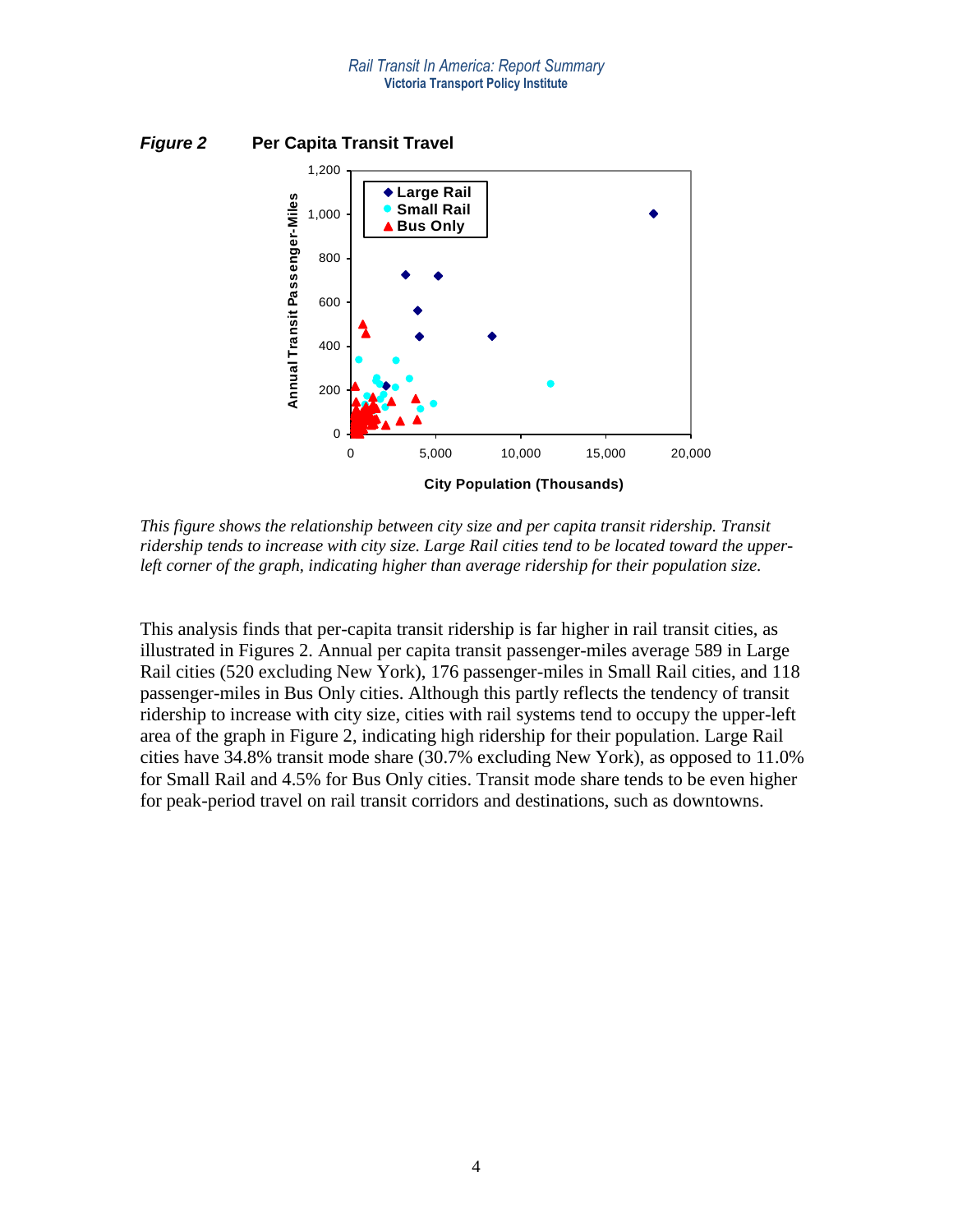***Figure 2*** **Per Capita Transit Travel**

*This figure shows the relationship between city size and per capita transit ridership. Transit ridership tends to increase with city size. Large Rail cities tend to be located toward the upper-left corner of the graph, indicating higher than average ridership for their population size.*

This analysis finds that per-capita transit ridership is far higher in rail transit cities, as illustrated in Figures 2. Annual per capita transit passenger-miles average 589 in Large Rail cities (520 excluding New York), 176 passenger-miles in Small Rail cities, and 118 passenger-miles in Bus Only cities. Although this partly reflects the tendency of transit ridership to increase with city size, cities with rail systems tend to occupy the upper-left area of the graph in Figure 2, indicating high ridership for their population. Large Rail cities have 34.8% transit mode share (30.7% excluding New York), as opposed to 11.0% for Small Rail and 4.5% for Bus Only cities. Transit mode share tends to be even higher for peak-period travel on rail transit corridors and destinations, such as downtowns.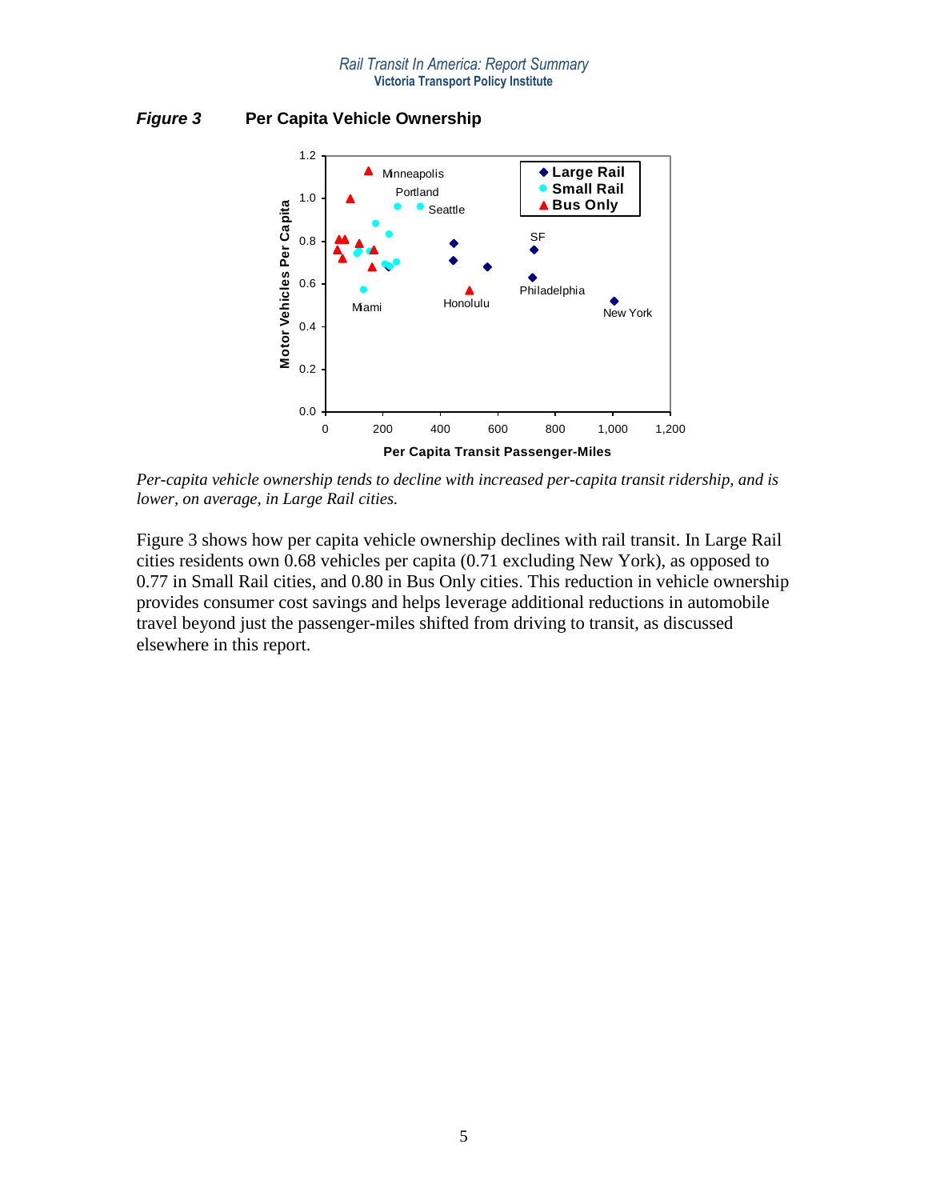***Figure 3*** **Per Capita Vehicle Ownership**

*Per-capita vehicle ownership tends to decline with increased per-capita transit ridership, and is lower, on average, in Large Rail cities.*

Figure 3 shows how per capita vehicle ownership declines with rail transit. In Large Rail cities residents own 0.68 vehicles per capita (0.71 excluding New York), as opposed to 0.77 in Small Rail cities, and 0.80 in Bus Only cities. This reduction in vehicle ownership provides consumer cost savings and helps leverage additional reductions in automobile travel beyond just the passenger-miles shifted from driving to transit, as discussed elsewhere in this report.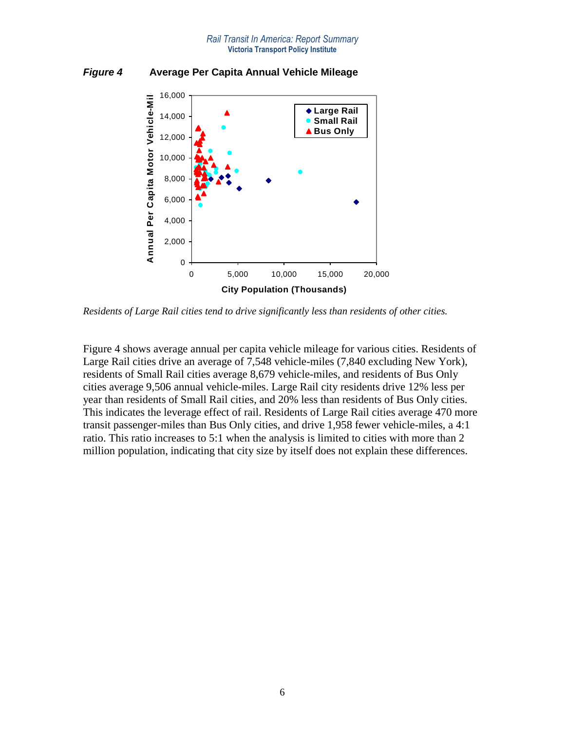***Figure 4*** **Average Per Capita Annual Vehicle Mileage**

*Residents of Large Rail cities tend to drive significantly less than residents of other cities.*

Figure 4 shows average annual per capita vehicle mileage for various cities. Residents of Large Rail cities drive an average of 7,548 vehicle-miles (7,840 excluding New York), residents of Small Rail cities average 8,679 vehicle-miles, and residents of Bus Only cities average 9,506 annual vehicle-miles. Large Rail city residents drive 12% less per year than residents of Small Rail cities, and 20% less than residents of Bus Only cities. This indicates the leverage effect of rail. Residents of Large Rail cities average 470 more transit passenger-miles than Bus Only cities, and drive 1,958 fewer vehicle-miles, a 4:1 ratio. This ratio increases to 5:1 when the analysis is limited to cities with more than 2 million population, indicating that city size by itself does not explain these differences.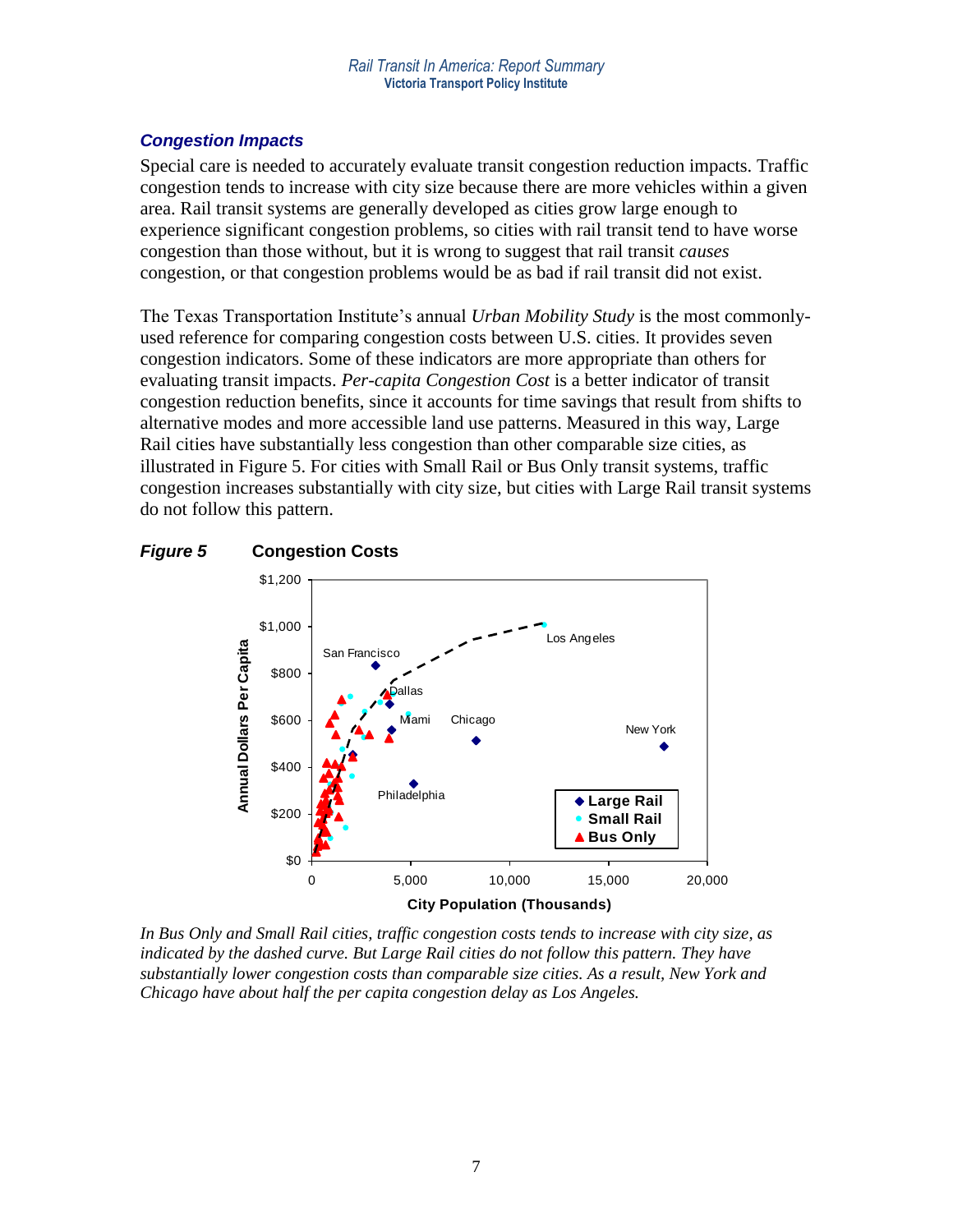### *Congestion Impacts*

Special care is needed to accurately evaluate transit congestion reduction impacts. Traffic congestion tends to increase with city size because there are more vehicles within a given area. Rail transit systems are generally developed as cities grow large enough to experience significant congestion problems, so cities with rail transit tend to have worse congestion than those without, but it is wrong to suggest that rail transit *causes* congestion, or that congestion problems would be as bad if rail transit did not exist.

The Texas Transportation Institute's annual *Urban Mobility Study* is the most commonly-used reference for comparing congestion costs between U.S. cities. It provides seven congestion indicators. Some of these indicators are more appropriate than others for evaluating transit impacts. *Per-capita Congestion Cost* is a better indicator of transit congestion reduction benefits, since it accounts for time savings that result from shifts to alternative modes and more accessible land use patterns. Measured in this way, Large Rail cities have substantially less congestion than other comparable size cities, as illustrated in Figure 5. For cities with Small Rail or Bus Only transit systems, traffic congestion increases substantially with city size, but cities with Large Rail transit systems do not follow this pattern.

***Figure 5*** **Congestion Costs**

*In Bus Only and Small Rail cities, traffic congestion costs tends to increase with city size, as indicated by the dashed curve. But Large Rail cities do not follow this pattern. They have substantially lower congestion costs than comparable size cities. As a result, New York and Chicago have about half the per capita congestion delay as Los Angeles.*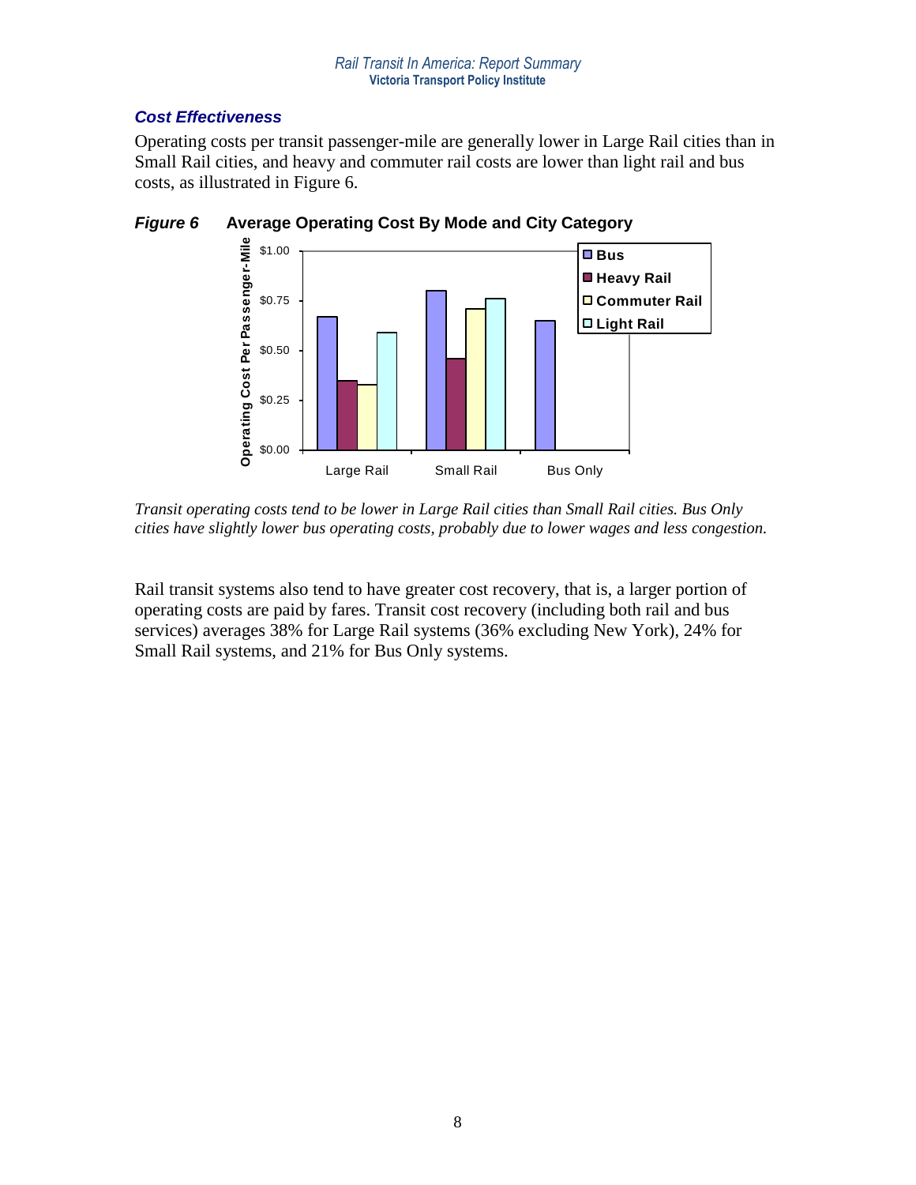### *Cost Effectiveness*

Operating costs per transit passenger-mile are generally lower in Large Rail cities than in Small Rail cities, and heavy and commuter rail costs are lower than light rail and bus costs, as illustrated in Figure 6.

***Figure 6*** **Average Operating Cost By Mode and City Category**

*Transit operating costs tend to be lower in Large Rail cities than Small Rail cities. Bus Only cities have slightly lower bus operating costs, probably due to lower wages and less congestion.*

Rail transit systems also tend to have greater cost recovery, that is, a larger portion of operating costs are paid by fares. Transit cost recovery (including both rail and bus services) averages 38% for Large Rail systems (36% excluding New York), 24% for Small Rail systems, and 21% for Bus Only systems.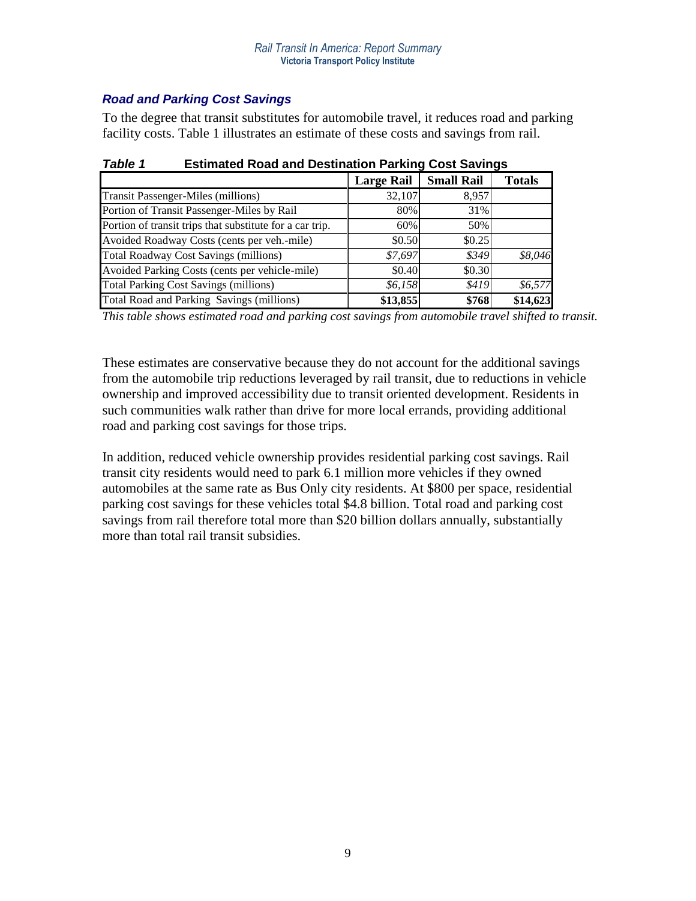### *Road and Parking Cost Savings*

To the degree that transit substitutes for automobile travel, it reduces road and parking facility costs. Table 1 illustrates an estimate of these costs and savings from rail.

***Table 1*** **Estimated Road and Destination Parking Cost Savings**

| | Large Rail | Small Rail | Totals |
|---|---|---|---|
| Transit Passenger-Miles (millions) | 32,107 | 8,957 | |
| Portion of Transit Passenger-Miles by Rail | 80% | 31% | |
| Portion of transit trips that substitute for a car trip. | 60% | 50% | |
| Avoided Roadway Costs (cents per veh.-mile) | \$0.50 | \$0.25 | |
| Total Roadway Cost Savings (millions) | *\$7,697* | *\$349* | *\$8,046* |
| Avoided Parking Costs (cents per vehicle-mile) | \$0.40 | \$0.30 | |
| Total Parking Cost Savings (millions) | *\$6,158* | *\$419* | *\$6,577* |
| Total Road and Parking Savings (millions) | **\$13,855** | **\$768** | **\$14,623** |

*This table shows estimated road and parking cost savings from automobile travel shifted to transit.*

These estimates are conservative because they do not account for the additional savings from the automobile trip reductions leveraged by rail transit, due to reductions in vehicle ownership and improved accessibility due to transit oriented development. Residents in such communities walk rather than drive for more local errands, providing additional road and parking cost savings for those trips.

In addition, reduced vehicle ownership provides residential parking cost savings. Rail transit city residents would need to park 6.1 million more vehicles if they owned automobiles at the same rate as Bus Only city residents. At \$800 per space, residential parking cost savings for these vehicles total \$4.8 billion. Total road and parking cost savings from rail therefore total more than \$20 billion dollars annually, substantially more than total rail transit subsidies.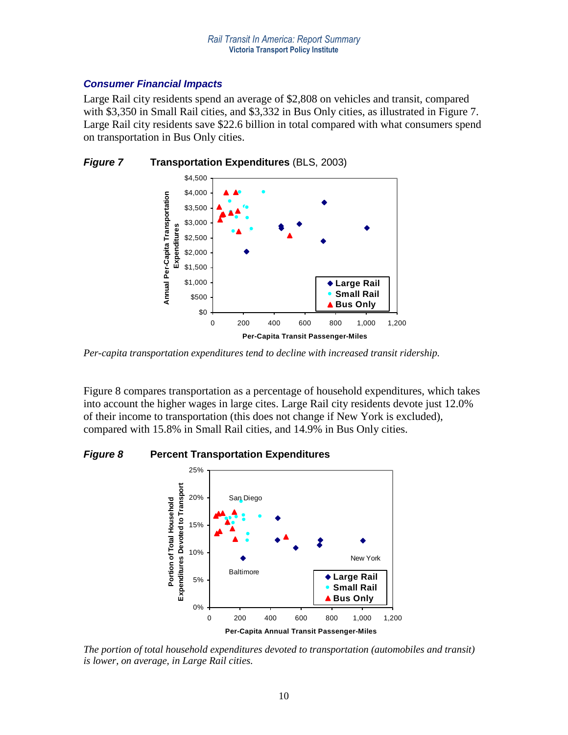### *Consumer Financial Impacts*

Large Rail city residents spend an average of $2,808 on vehicles and transit, compared with $3,350 in Small Rail cities, and $3,332 in Bus Only cities, as illustrated in Figure 7. Large Rail city residents save $22.6 billion in total compared with what consumers spend on transportation in Bus Only cities.

***Figure 7*** **Transportation Expenditures** (BLS, 2003)

*Per-capita transportation expenditures tend to decline with increased transit ridership.*

Figure 8 compares transportation as a percentage of household expenditures, which takes into account the higher wages in large cites. Large Rail city residents devote just 12.0% of their income to transportation (this does not change if New York is excluded), compared with 15.8% in Small Rail cities, and 14.9% in Bus Only cities.

***Figure 8*** **Percent Transportation Expenditures**

*The portion of total household expenditures devoted to transportation (automobiles and transit) is lower, on average, in Large Rail cities.*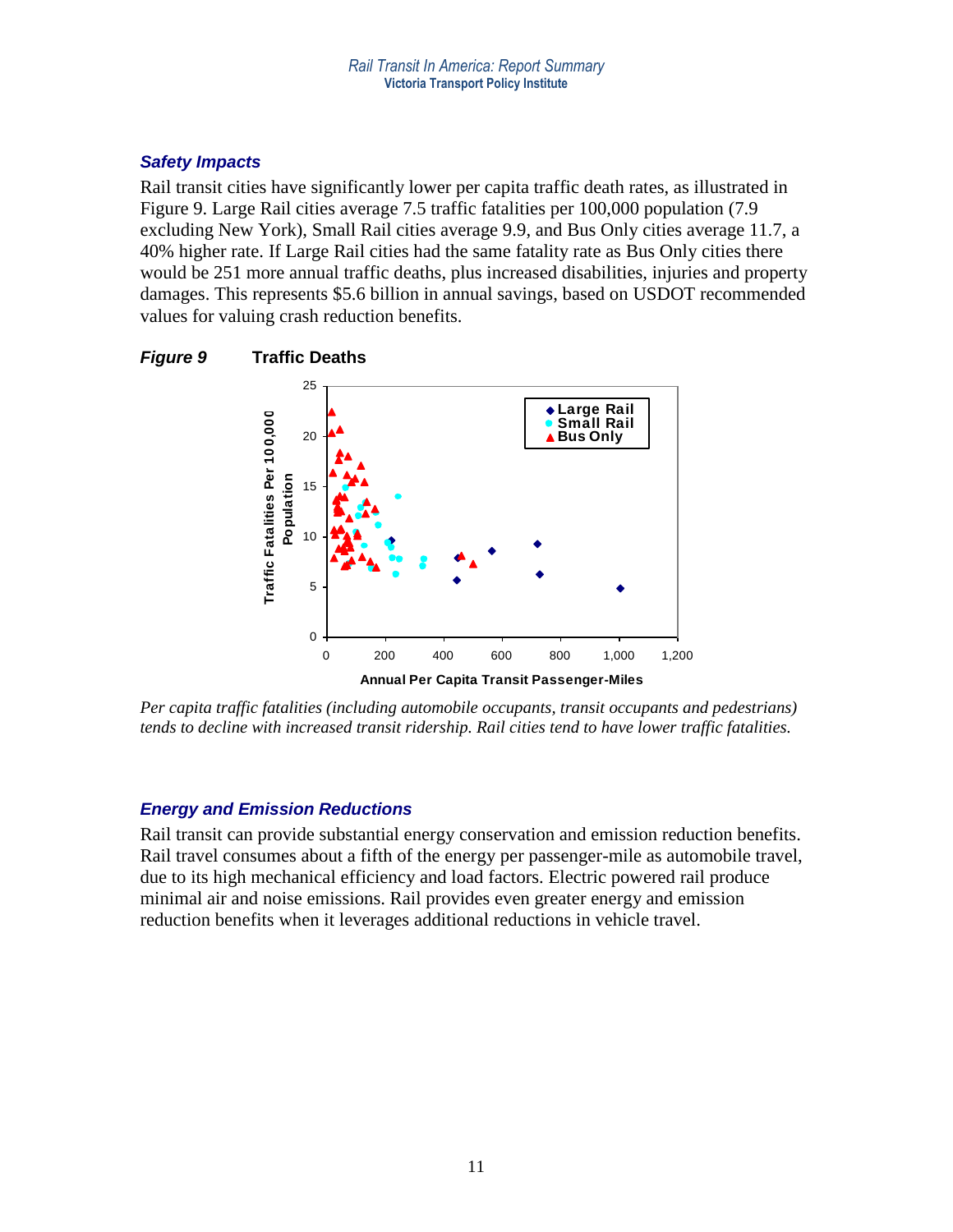### *Safety Impacts*

Rail transit cities have significantly lower per capita traffic death rates, as illustrated in Figure 9. Large Rail cities average 7.5 traffic fatalities per 100,000 population (7.9 excluding New York), Small Rail cities average 9.9, and Bus Only cities average 11.7, a 40% higher rate. If Large Rail cities had the same fatality rate as Bus Only cities there would be 251 more annual traffic deaths, plus increased disabilities, injuries and property damages. This represents \$5.6 billion in annual savings, based on USDOT recommended values for valuing crash reduction benefits.

***Figure 9*** **Traffic Deaths**

*Per capita traffic fatalities (including automobile occupants, transit occupants and pedestrians) tends to decline with increased transit ridership. Rail cities tend to have lower traffic fatalities.*

### *Energy and Emission Reductions*

Rail transit can provide substantial energy conservation and emission reduction benefits. Rail travel consumes about a fifth of the energy per passenger-mile as automobile travel, due to its high mechanical efficiency and load factors. Electric powered rail produce minimal air and noise emissions. Rail provides even greater energy and emission reduction benefits when it leverages additional reductions in vehicle travel.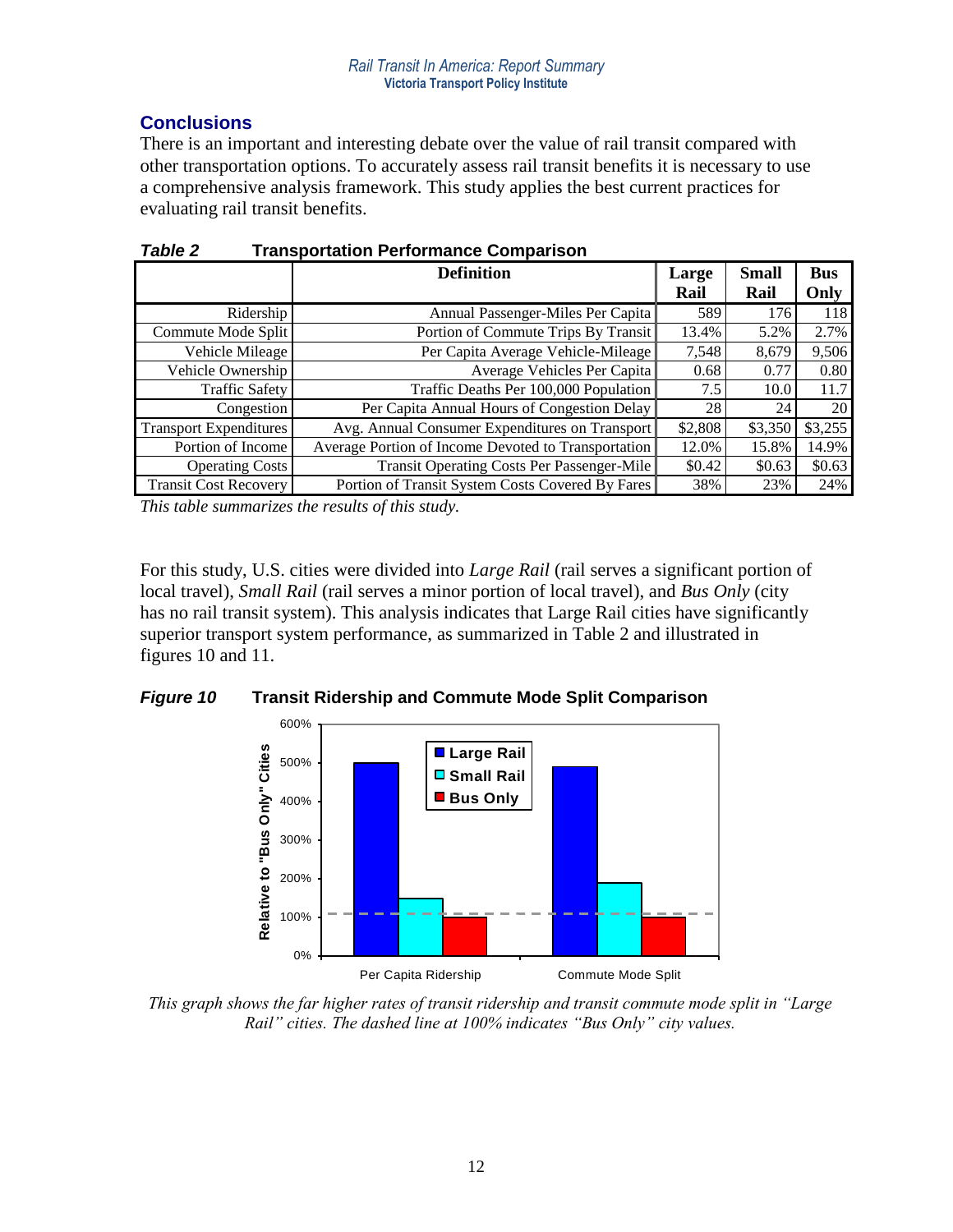## Conclusions

There is an important and interesting debate over the value of rail transit compared with other transportation options. To accurately assess rail transit benefits it is necessary to use a comprehensive analysis framework. This study applies the best current practices for evaluating rail transit benefits.

***Table 2*** **Transportation Performance Comparison**

| | Definition | Large Rail | Small Rail | Bus Only |
|---|---|---|---|---|
| Ridership | Annual Passenger-Miles Per Capita | 589 | 176 | 118 |
| Commute Mode Split | Portion of Commute Trips By Transit | 13.4% | 5.2% | 2.7% |
| Vehicle Mileage | Per Capita Average Vehicle-Mileage | 7,548 | 8,679 | 9,506 |
| Vehicle Ownership | Average Vehicles Per Capita | 0.68 | 0.77 | 0.80 |
| Traffic Safety | Traffic Deaths Per 100,000 Population | 7.5 | 10.0 | 11.7 |
| Congestion | Per Capita Annual Hours of Congestion Delay | 28 | 24 | 20 |
| Transport Expenditures | Avg. Annual Consumer Expenditures on Transport | $2,808 | $3,350 | $3,255 |
| Portion of Income | Average Portion of Income Devoted to Transportation | 12.0% | 15.8% | 14.9% |
| Operating Costs | Transit Operating Costs Per Passenger-Mile | $0.42 | $0.63 | $0.63 |
| Transit Cost Recovery | Portion of Transit System Costs Covered By Fares | 38% | 23% | 24% |

*This table summarizes the results of this study.*

For this study, U.S. cities were divided into *Large Rail* (rail serves a significant portion of local travel), *Small Rail* (rail serves a minor portion of local travel), and *Bus Only* (city has no rail transit system). This analysis indicates that Large Rail cities have significantly superior transport system performance, as summarized in Table 2 and illustrated in figures 10 and 11.

***Figure 10*** **Transit Ridership and Commute Mode Split Comparison**

*This graph shows the far higher rates of transit ridership and transit commute mode split in "Large Rail" cities. The dashed line at 100% indicates "Bus Only" city values.*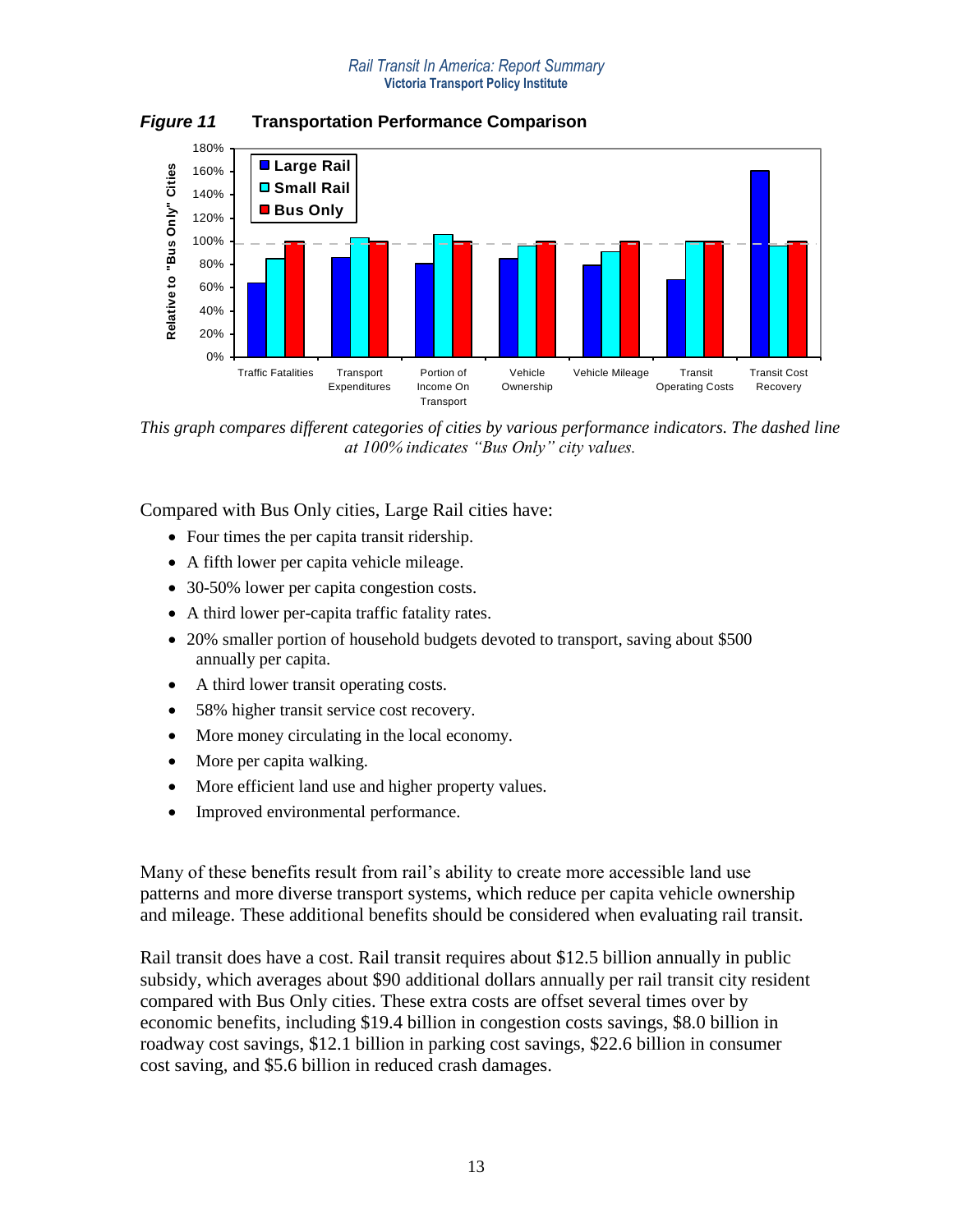***Figure 11*** **Transportation Performance Comparison**

*This graph compares different categories of cities by various performance indicators. The dashed line at 100% indicates "Bus Only" city values.*

Compared with Bus Only cities, Large Rail cities have:

- Four times the per capita transit ridership.
- A fifth lower per capita vehicle mileage.
- 30-50% lower per capita congestion costs.
- A third lower per-capita traffic fatality rates.
- 20% smaller portion of household budgets devoted to transport, saving about $500 annually per capita.
- A third lower transit operating costs.
- 58% higher transit service cost recovery.
- More money circulating in the local economy.
- More per capita walking.
- More efficient land use and higher property values.
- Improved environmental performance.

Many of these benefits result from rail's ability to create more accessible land use patterns and more diverse transport systems, which reduce per capita vehicle ownership and mileage. These additional benefits should be considered when evaluating rail transit.

Rail transit does have a cost. Rail transit requires about $12.5 billion annually in public subsidy, which averages about $90 additional dollars annually per rail transit city resident compared with Bus Only cities. These extra costs are offset several times over by economic benefits, including $19.4 billion in congestion costs savings, $8.0 billion in roadway cost savings, $12.1 billion in parking cost savings, $22.6 billion in consumer cost saving, and $5.6 billion in reduced crash damages.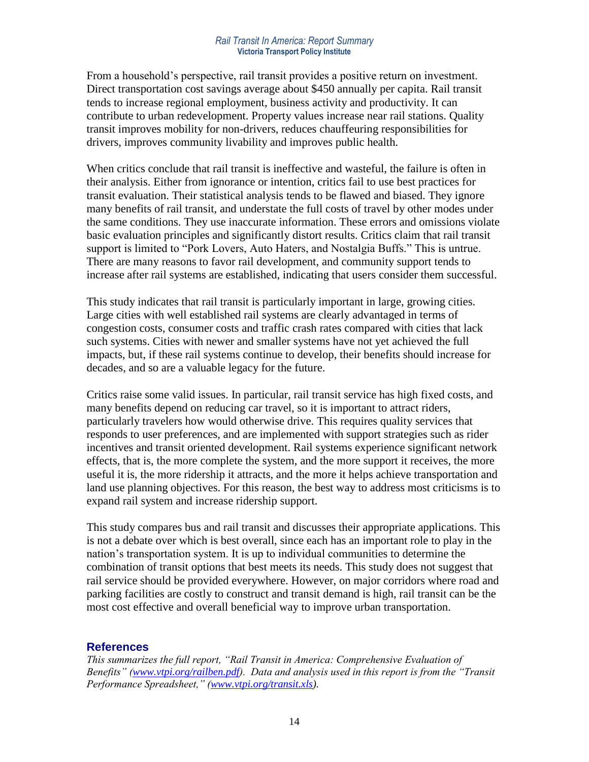From a household's perspective, rail transit provides a positive return on investment. Direct transportation cost savings average about $450 annually per capita. Rail transit tends to increase regional employment, business activity and productivity. It can contribute to urban redevelopment. Property values increase near rail stations. Quality transit improves mobility for non-drivers, reduces chauffeuring responsibilities for drivers, improves community livability and improves public health.

When critics conclude that rail transit is ineffective and wasteful, the failure is often in their analysis. Either from ignorance or intention, critics fail to use best practices for transit evaluation. Their statistical analysis tends to be flawed and biased. They ignore many benefits of rail transit, and understate the full costs of travel by other modes under the same conditions. They use inaccurate information. These errors and omissions violate basic evaluation principles and significantly distort results. Critics claim that rail transit support is limited to "Pork Lovers, Auto Haters, and Nostalgia Buffs." This is untrue. There are many reasons to favor rail development, and community support tends to increase after rail systems are established, indicating that users consider them successful.

This study indicates that rail transit is particularly important in large, growing cities. Large cities with well established rail systems are clearly advantaged in terms of congestion costs, consumer costs and traffic crash rates compared with cities that lack such systems. Cities with newer and smaller systems have not yet achieved the full impacts, but, if these rail systems continue to develop, their benefits should increase for decades, and so are a valuable legacy for the future.

Critics raise some valid issues. In particular, rail transit service has high fixed costs, and many benefits depend on reducing car travel, so it is important to attract riders, particularly travelers how would otherwise drive. This requires quality services that responds to user preferences, and are implemented with support strategies such as rider incentives and transit oriented development. Rail systems experience significant network effects, that is, the more complete the system, and the more support it receives, the more useful it is, the more ridership it attracts, and the more it helps achieve transportation and land use planning objectives. For this reason, the best way to address most criticisms is to expand rail system and increase ridership support.

This study compares bus and rail transit and discusses their appropriate applications. This is not a debate over which is best overall, since each has an important role to play in the nation's transportation system. It is up to individual communities to determine the combination of transit options that best meets its needs. This study does not suggest that rail service should be provided everywhere. However, on major corridors where road and parking facilities are costly to construct and transit demand is high, rail transit can be the most cost effective and overall beneficial way to improve urban transportation.

## References

*This summarizes the full report, "Rail Transit in America: Comprehensive Evaluation of Benefits" (www.vtpi.org/railben.pdf). Data and analysis used in this report is from the "Transit Performance Spreadsheet," (www.vtpi.org/transit.xls).*